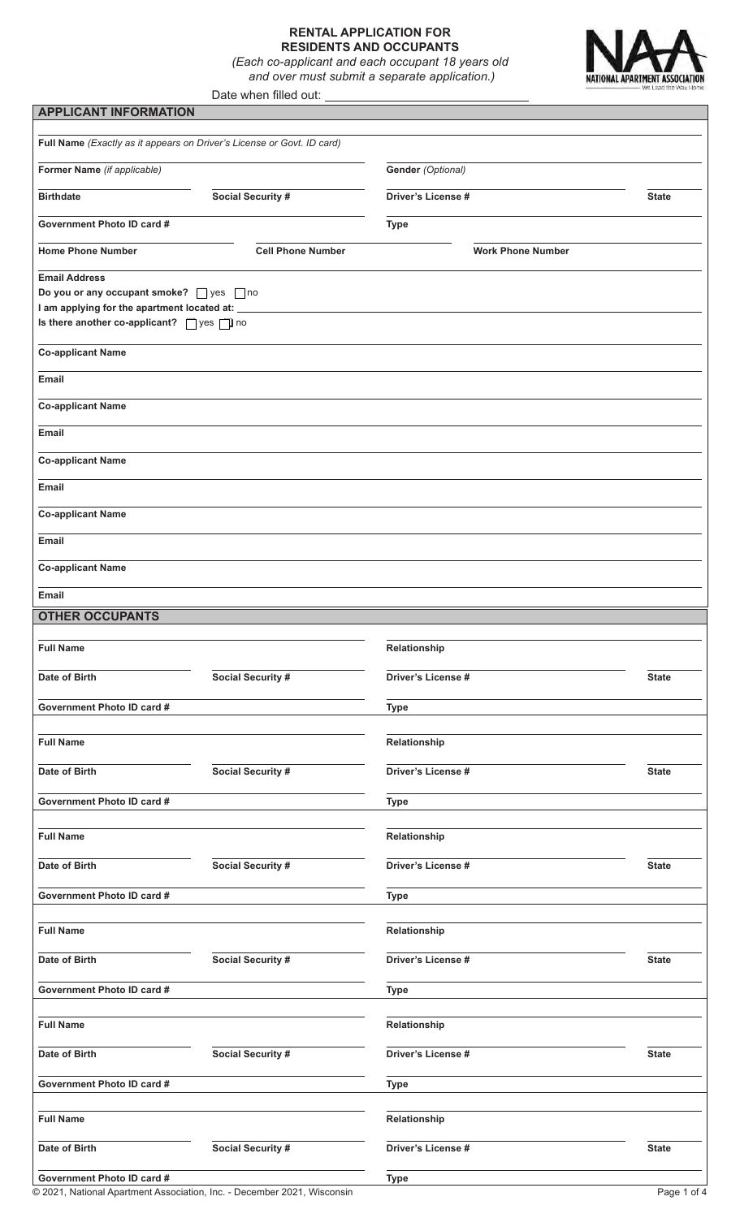# RENTAL APPLICATION FOR RESIDENTS AND OCCUPANTS

*(Each co-applicant and each occupant 18 years old and over must submit a separate application.)*

NATIONAL APARTMENT ASSOCIATION — We Lead the Way Home

Date when filled out: ______________________

## APPLICANT INFORMATION

**Full Name** *(Exactly as it appears on Driver's License or Govt. ID card)*

**Former Name** *(if applicable)* | **Gender** *(Optional)*

**Birthdate** | **Social Security #** | **Driver's License #** | **State**

**Government Photo ID card #** | **Type**

**Home Phone Number** | **Cell Phone Number** | **Work Phone Number**

**Email Address**

**Do you or any occupant smoke?** ☐ yes ☐ no

**I am applying for the apartment located at:** ______________________

**Is there another co-applicant?** ☐ yes ☐ no

**Co-applicant Name**

**Email**

**Co-applicant Name**

**Email**

**Co-applicant Name**

**Email**

**Co-applicant Name**

**Email**

**Co-applicant Name**

**Email**

## OTHER OCCUPANTS

**Full Name** | **Relationship**

**Date of Birth** | **Social Security #** | **Driver's License #** | **State**

**Government Photo ID card #** | **Type**

**Full Name** | **Relationship**

**Date of Birth** | **Social Security #** | **Driver's License #** | **State**

**Government Photo ID card #** | **Type**

**Full Name** | **Relationship**

**Date of Birth** | **Social Security #** | **Driver's License #** | **State**

**Government Photo ID card #** | **Type**

**Full Name** | **Relationship**

**Date of Birth** | **Social Security #** | **Driver's License #** | **State**

**Government Photo ID card #** | **Type**

**Full Name** | **Relationship**

**Date of Birth** | **Social Security #** | **Driver's License #** | **State**

**Government Photo ID card #** | **Type**

**Full Name** | **Relationship**

**Date of Birth** | **Social Security #** | **Driver's License #** | **State**

**Government Photo ID card #** | **Type**

© 2021, National Apartment Association, Inc. - December 2021, Wisconsin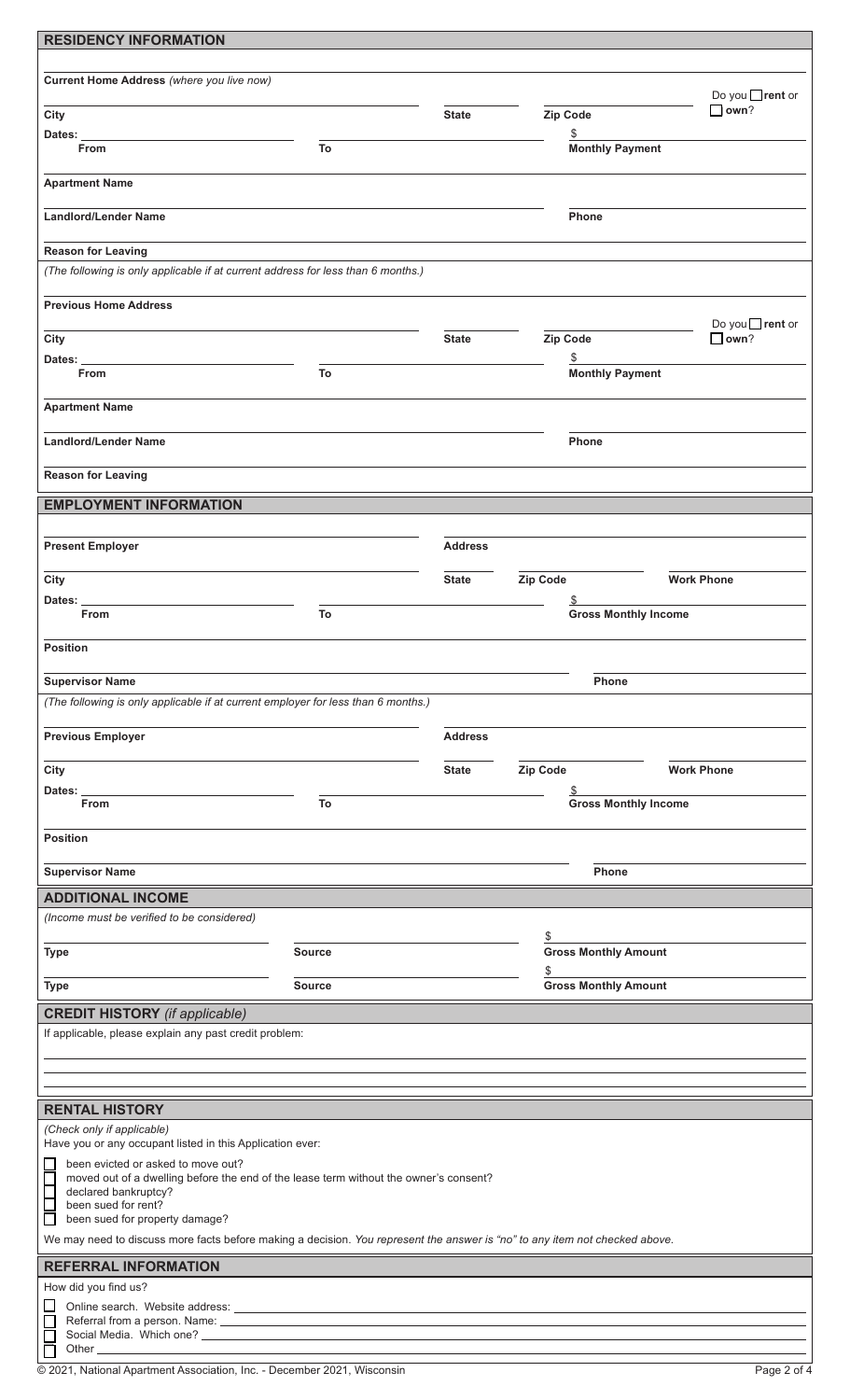## RESIDENCY INFORMATION

**Current Home Address** *(where you live now)*

**City** | **State** | **Zip Code** | Do you ☐ **rent** or ☐ **own**?

**Dates:** **From** | **To** | $ **Monthly Payment**

**Apartment Name**

**Landlord/Lender Name** | **Phone**

**Reason for Leaving**

*(The following is only applicable if at current address for less than 6 months.)*

**Previous Home Address**

**City** | **State** | **Zip Code** | Do you ☐ **rent** or ☐ **own**?

**Dates:** **From** | **To** | $ **Monthly Payment**

**Apartment Name**

**Landlord/Lender Name** | **Phone**

**Reason for Leaving**

## EMPLOYMENT INFORMATION

**Present Employer** | **Address**

**City** | **State** | **Zip Code** | **Work Phone**

**Dates:** **From** | **To** | $ **Gross Monthly Income**

**Position**

**Supervisor Name** | **Phone**

*(The following is only applicable if at current employer for less than 6 months.)*

**Previous Employer** | **Address**

**City** | **State** | **Zip Code** | **Work Phone**

**Dates:** **From** | **To** | $ **Gross Monthly Income**

**Position**

**Supervisor Name** | **Phone**

## ADDITIONAL INCOME

*(Income must be verified to be considered)*

**Type** | **Source** | $ **Gross Monthly Amount**

**Type** | **Source** | $ **Gross Monthly Amount**

## CREDIT HISTORY *(if applicable)*

If applicable, please explain any past credit problem:

## RENTAL HISTORY

*(Check only if applicable)*
Have you or any occupant listed in this Application ever:

- ☐ been evicted or asked to move out?
- ☐ moved out of a dwelling before the end of the lease term without the owner's consent?
- ☐ declared bankruptcy?
- ☐ been sued for rent?
- ☐ been sued for property damage?

We may need to discuss more facts before making a decision. *You represent the answer is "no" to any item not checked above.*

## REFERRAL INFORMATION

How did you find us?

- ☐ Online search. Website address: \_\_\_\_\_\_\_\_
- ☐ Referral from a person. Name: \_\_\_\_\_\_\_\_
- ☐ Social Media. Which one? \_\_\_\_\_\_\_\_
- ☐ Other \_\_\_\_\_\_\_\_

© 2021, National Apartment Association, Inc. - December 2021, Wisconsin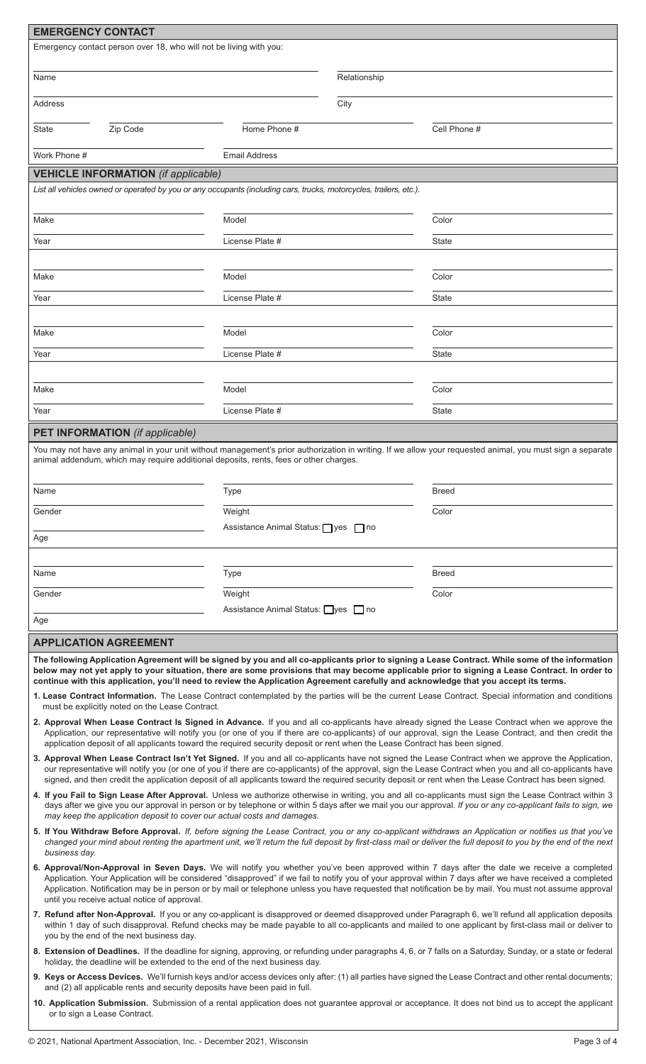## EMERGENCY CONTACT

Emergency contact person over 18, who will not be living with you:

| | | |
|---|---|---|
| Name | | Relationship |
| Address | | City |
| State / Zip Code | Home Phone # | Cell Phone # |
| Work Phone # | Email Address | |

## VEHICLE INFORMATION *(if applicable)*

*List all vehicles owned or operated by you or any occupants (including cars, trucks, motorcycles, trailers, etc.).*

| | | |
|---|---|---|
| Make | Model | Color |
| Year | License Plate # | State |
| Make | Model | Color |
| Year | License Plate # | State |
| Make | Model | Color |
| Year | License Plate # | State |
| Make | Model | Color |
| Year | License Plate # | State |

## PET INFORMATION *(if applicable)*

You may not have any animal in your unit without management's prior authorization in writing. If we allow your requested animal, you must sign a separate animal addendum, which may require additional deposits, rents, fees or other charges.

| | | |
|---|---|---|
| Name | Type | Breed |
| Gender | Weight | Color |
| Age | Assistance Animal Status: ☐ yes ☐ no | |
| Name | Type | Breed |
| Gender | Weight | Color |
| Age | Assistance Animal Status: ☐ yes ☐ no | |

## APPLICATION AGREEMENT

**The following Application Agreement will be signed by you and all co-applicants prior to signing a Lease Contract. While some of the information below may not yet apply to your situation, there are some provisions that may become applicable prior to signing a Lease Contract. In order to continue with this application, you'll need to review the Application Agreement carefully and acknowledge that you accept its terms.**

**1. Lease Contract Information.** The Lease Contract contemplated by the parties will be the current Lease Contract. Special information and conditions must be explicitly noted on the Lease Contract.

**2. Approval When Lease Contract Is Signed in Advance.** If you and all co-applicants have already signed the Lease Contract when we approve the Application, our representative will notify you (or one of you if there are co-applicants) of our approval, sign the Lease Contract, and then credit the application deposit of all applicants toward the required security deposit or rent when the Lease Contract has been signed.

**3. Approval When Lease Contract Isn't Yet Signed.** If you and all co-applicants have not signed the Lease Contract when we approve the Application, our representative will notify you (or one of you if there are co-applicants) of the approval, sign the Lease Contract when you and all co-applicants have signed, and then credit the application deposit of all applicants toward the required security deposit or rent when the Lease Contract has been signed.

**4. If You Fail to Sign Lease After Approval.** Unless we authorize otherwise in writing, you and all co-applicants must sign the Lease Contract within 3 days after we give you our approval in person or by telephone or within 5 days after we mail you our approval. *If you or any co-applicant fails to sign, we may keep the application deposit to cover our actual costs and damages.*

**5. If You Withdraw Before Approval.** *If, before signing the Lease Contract, you or any co-applicant withdraws an Application or notifies us that you've changed your mind about renting the apartment unit, we'll return the full deposit by first-class mail or deliver the full deposit to you by the end of the next business day.*

**6. Approval/Non-Approval in Seven Days.** We will notify you whether you've been approved within 7 days after the date we receive a completed Application. Your Application will be considered "disapproved" if we fail to notify you of your approval within 7 days after we have received a completed Application. Notification may be in person or by mail or telephone unless you have requested that notification be by mail. You must not assume approval until you receive actual notice of approval.

**7. Refund after Non-Approval.** If you or any co-applicant is disapproved or deemed disapproved under Paragraph 6, we'll refund all application deposits within 1 day of such disapproval. Refund checks may be made payable to all co-applicants and mailed to one applicant by first-class mail or deliver to you by the end of the next business day.

**8. Extension of Deadlines.** If the deadline for signing, approving, or refunding under paragraphs 4, 6, or 7 falls on a Saturday, Sunday, or a state or federal holiday, the deadline will be extended to the end of the next business day.

**9. Keys or Access Devices.** We'll furnish keys and/or access devices only after: (1) all parties have signed the Lease Contract and other rental documents; and (2) all applicable rents and security deposits have been paid in full.

**10. Application Submission.** Submission of a rental application does not guarantee approval or acceptance. It does not bind us to accept the applicant or to sign a Lease Contract.

© 2021, National Apartment Association, Inc. - December 2021, Wisconsin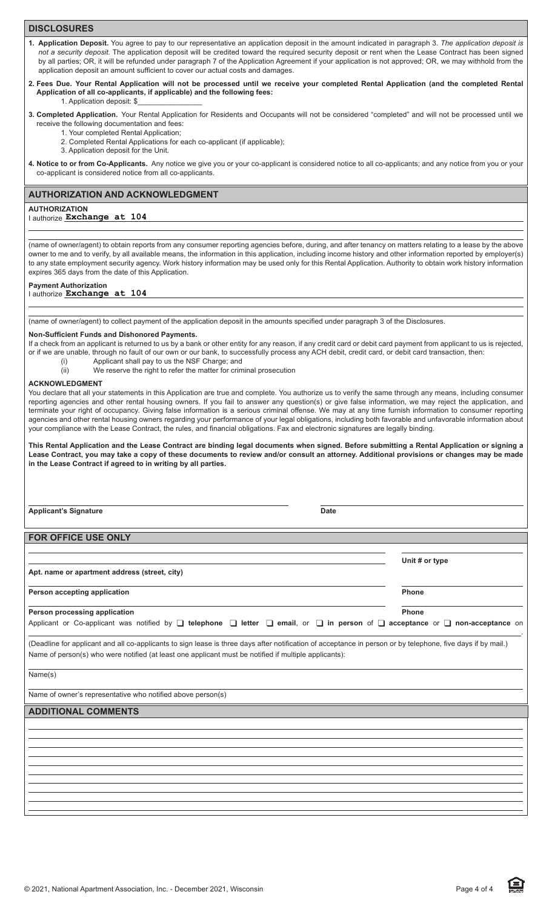## DISCLOSURES

**1. Application Deposit.** You agree to pay to our representative an application deposit in the amount indicated in paragraph 3. *The application deposit is not a security deposit.* The application deposit will be credited toward the required security deposit or rent when the Lease Contract has been signed by all parties; OR, it will be refunded under paragraph 7 of the Application Agreement if your application is not approved; OR, we may withhold from the application deposit an amount sufficient to cover our actual costs and damages.

**2. Fees Due. Your Rental Application will not be processed until we receive your completed Rental Application (and the completed Rental Application of all co-applicants, if applicable) and the following fees:**

1. Application deposit: $\_\_\_\_\_\_\_\_\_\_\_\_\_\_\_

**3. Completed Application.** Your Rental Application for Residents and Occupants will not be considered "completed" and will not be processed until we receive the following documentation and fees:

1. Your completed Rental Application;
2. Completed Rental Applications for each co-applicant (if applicable);
3. Application deposit for the Unit.

**4. Notice to or from Co-Applicants.** Any notice we give you or your co-applicant is considered notice to all co-applicants; and any notice from you or your co-applicant is considered notice from all co-applicants.

## AUTHORIZATION AND ACKNOWLEDGMENT

**AUTHORIZATION**

I authorize **Exchange at 104**

(name of owner/agent) to obtain reports from any consumer reporting agencies before, during, and after tenancy on matters relating to a lease by the above owner to me and to verify, by all available means, the information in this application, including income history and other information reported by employer(s) to any state employment security agency. Work history information may be used only for this Rental Application. Authority to obtain work history information expires 365 days from the date of this Application.

**Payment Authorization**

I authorize **Exchange at 104**

(name of owner/agent) to collect payment of the application deposit in the amounts specified under paragraph 3 of the Disclosures.

**Non-Sufficient Funds and Dishonored Payments.**

If a check from an applicant is returned to us by a bank or other entity for any reason, if any credit card or debit card payment from applicant to us is rejected, or if we are unable, through no fault of our own or our bank, to successfully process any ACH debit, credit card, or debit card transaction, then:

(i) Applicant shall pay to us the NSF Charge; and
(ii) We reserve the right to refer the matter for criminal prosecution

**ACKNOWLEDGMENT**

You declare that all your statements in this Application are true and complete. You authorize us to verify the same through any means, including consumer reporting agencies and other rental housing owners. If you fail to answer any question(s) or give false information, we may reject the application, and terminate your right of occupancy. Giving false information is a serious criminal offense. We may at any time furnish information to consumer reporting agencies and other rental housing owners regarding your performance of your legal obligations, including both favorable and unfavorable information about your compliance with the Lease Contract, the rules, and financial obligations. Fax and electronic signatures are legally binding.

**This Rental Application and the Lease Contract are binding legal documents when signed. Before submitting a Rental Application or signing a Lease Contract, you may take a copy of these documents to review and/or consult an attorney. Additional provisions or changes may be made in the Lease Contract if agreed to in writing by all parties.**

**Applicant's Signature** \_\_\_\_\_\_\_\_\_\_\_\_\_\_\_\_ **Date** \_\_\_\_\_\_\_\_\_\_\_\_\_\_\_\_

## FOR OFFICE USE ONLY

**Apt. name or apartment address (street, city)** \_\_\_\_\_\_\_\_\_\_\_\_\_\_\_\_ **Unit # or type** \_\_\_\_\_\_\_\_

**Person accepting application** \_\_\_\_\_\_\_\_\_\_\_\_\_\_\_\_ **Phone** \_\_\_\_\_\_\_\_

**Person processing application** \_\_\_\_\_\_\_\_\_\_\_\_\_\_\_\_ **Phone** \_\_\_\_\_\_\_\_

Applicant or Co-applicant was notified by ❑ **telephone** ❑ **letter** ❑ **email**, or ❑ **in person** of ❑ **acceptance** or ❑ **non-acceptance** on \_\_\_\_\_\_\_\_.

(Deadline for applicant and all co-applicants to sign lease is three days after notification of acceptance in person or by telephone, five days if by mail.)
Name of person(s) who were notified (at least one applicant must be notified if multiple applicants):

Name(s)

Name of owner's representative who notified above person(s)

## ADDITIONAL COMMENTS

© 2021, National Apartment Association, Inc. - December 2021, Wisconsin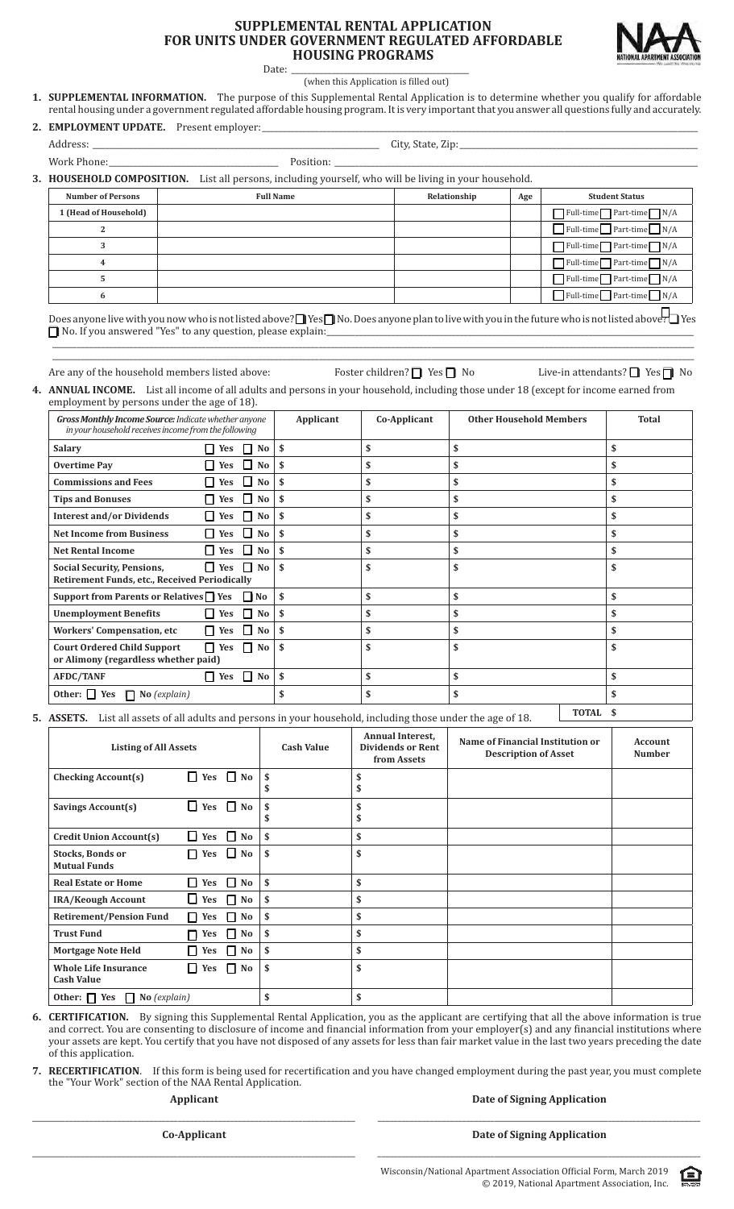# SUPPLEMENTAL RENTAL APPLICATION FOR UNITS UNDER GOVERNMENT REGULATED AFFORDABLE HOUSING PROGRAMS

Date: ______________________________
(when this Application is filled out)

**1. SUPPLEMENTAL INFORMATION.** The purpose of this Supplemental Rental Application is to determine whether you qualify for affordable rental housing under a government regulated affordable housing program. It is very important that you answer all questions fully and accurately.

**2. EMPLOYMENT UPDATE.** Present employer: ______________________________

Address: ______________________________ City, State, Zip: ______________________________

Work Phone: ______________________________ Position: ______________________________

**3. HOUSEHOLD COMPOSITION.** List all persons, including yourself, who will be living in your household.

| Number of Persons | Full Name | Relationship | Age | Student Status |
|---|---|---|---|---|
| 1 (Head of Household) | | | | ☐ Full-time ☐ Part-time ☐ N/A |
| 2 | | | | ☐ Full-time ☐ Part-time ☐ N/A |
| 3 | | | | ☐ Full-time ☐ Part-time ☐ N/A |
| 4 | | | | ☐ Full-time ☐ Part-time ☐ N/A |
| 5 | | | | ☐ Full-time ☐ Part-time ☐ N/A |
| 6 | | | | ☐ Full-time ☐ Part-time ☐ N/A |

Does anyone live with you now who is not listed above? ☐ Yes ☐ No. Does anyone plan to live with you in the future who is not listed above? ☐ Yes ☐ No. If you answered "Yes" to any question, please explain: ______________________________

Are any of the household members listed above: Foster children? ☐ Yes ☐ No Live-in attendants? ☐ Yes ☐ No

**4. ANNUAL INCOME.** List all income of all adults and persons in your household, including those under 18 (except for income earned from employment by persons under the age of 18).

| *Gross Monthly Income Source: Indicate whether anyone in your household receives income from the following* | | Applicant | Co-Applicant | Other Household Members | Total |
|---|---|---|---|---|---|
| **Salary** | ☐ Yes ☐ No | $ | $ | $ | $ |
| **Overtime Pay** | ☐ Yes ☐ No | $ | $ | $ | $ |
| **Commissions and Fees** | ☐ Yes ☐ No | $ | $ | $ | $ |
| **Tips and Bonuses** | ☐ Yes ☐ No | $ | $ | $ | $ |
| **Interest and/or Dividends** | ☐ Yes ☐ No | $ | $ | $ | $ |
| **Net Income from Business** | ☐ Yes ☐ No | $ | $ | $ | $ |
| **Net Rental Income** | ☐ Yes ☐ No | $ | $ | $ | $ |
| **Social Security, Pensions, Retirement Funds, etc., Received Periodically** | ☐ Yes ☐ No | $ | $ | $ | $ |
| **Support from Parents or Relatives** | ☐ Yes ☐ No | $ | $ | $ | $ |
| **Unemployment Benefits** | ☐ Yes ☐ No | $ | $ | $ | $ |
| **Workers' Compensation, etc** | ☐ Yes ☐ No | $ | $ | $ | $ |
| **Court Ordered Child Support or Alimony (regardless whether paid)** | ☐ Yes ☐ No | $ | $ | $ | $ |
| **AFDC/TANF** | ☐ Yes ☐ No | $ | $ | $ | $ |
| **Other:** ☐ **Yes** ☐ **No** *(explain)* | | $ | $ | $ | $ |
| | | | | **TOTAL** | $ |

**5. ASSETS.** List all assets of all adults and persons in your household, including those under the age of 18.

| Listing of All Assets | | Cash Value | Annual Interest, Dividends or Rent from Assets | Name of Financial Institution or Description of Asset | Account Number |
|---|---|---|---|---|---|
| **Checking Account(s)** | ☐ Yes ☐ No | $<br>$ | $<br>$ | | |
| **Savings Account(s)** | ☐ Yes ☐ No | $<br>$ | $<br>$ | | |
| **Credit Union Account(s)** | ☐ Yes ☐ No | $ | $ | | |
| **Stocks, Bonds or Mutual Funds** | ☐ Yes ☐ No | $ | $ | | |
| **Real Estate or Home** | ☐ Yes ☐ No | $ | $ | | |
| **IRA/Keough Account** | ☐ Yes ☐ No | $ | $ | | |
| **Retirement/Pension Fund** | ☐ Yes ☐ No | $ | $ | | |
| **Trust Fund** | ☐ Yes ☐ No | $ | $ | | |
| **Mortgage Note Held** | ☐ Yes ☐ No | $ | $ | | |
| **Whole Life Insurance Cash Value** | ☐ Yes ☐ No | $ | $ | | |
| **Other:** ☐ **Yes** ☐ **No** *(explain)* | | $ | $ | | |

**6. CERTIFICATION.** By signing this Supplemental Rental Application, you as the applicant are certifying that all the above information is true and correct. You are consenting to disclosure of income and financial information from your employer(s) and any financial institutions where your assets are kept. You certify that you have not disposed of any assets for less than fair market value in the last two years preceding the date of this application.

**7. RECERTIFICATION**. If this form is being used for recertification and you have changed employment during the past year, you must complete the "Your Work" section of the NAA Rental Application.

**Applicant** ______________________________ **Date of Signing Application** ______________________________

**Co-Applicant** ______________________________ **Date of Signing Application** ______________________________

Wisconsin/National Apartment Association Official Form, March 2019
© 2019, National Apartment Association, Inc.